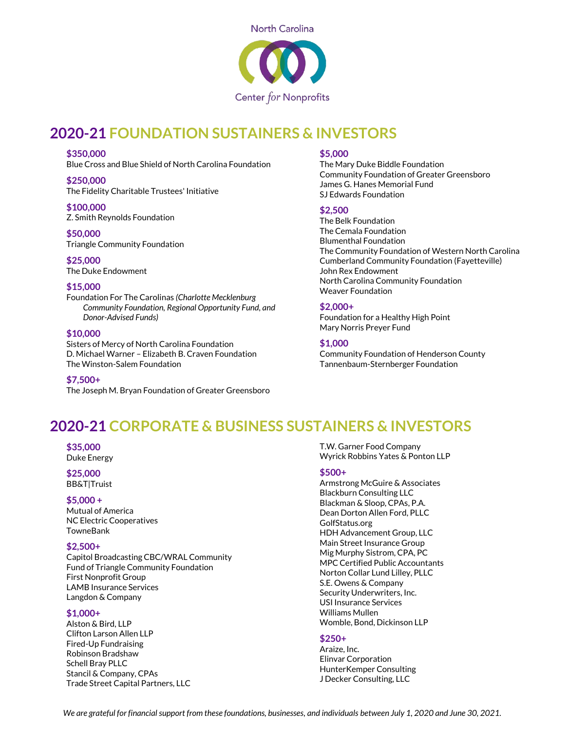North Carolina Center *for* Nonprofits

## 2020-21 FOUNDATION SUSTAINERS & INVESTORS

**$350,000**
Blue Cross and Blue Shield of North Carolina Foundation

**$250,000**
The Fidelity Charitable Trustees' Initiative

**$100,000**
Z. Smith Reynolds Foundation

**$50,000**
Triangle Community Foundation

**$25,000**
The Duke Endowment

**$15,000**
Foundation For The Carolinas *(Charlotte Mecklenburg Community Foundation, Regional Opportunity Fund, and Donor-Advised Funds)*

**$10,000**
Sisters of Mercy of North Carolina Foundation
D. Michael Warner – Elizabeth B. Craven Foundation
The Winston-Salem Foundation

**$7,500+**
The Joseph M. Bryan Foundation of Greater Greensboro

**$5,000**
The Mary Duke Biddle Foundation
Community Foundation of Greater Greensboro
James G. Hanes Memorial Fund
SJ Edwards Foundation

**$2,500**
The Belk Foundation
The Cemala Foundation
Blumenthal Foundation
The Community Foundation of Western North Carolina
Cumberland Community Foundation (Fayetteville)
John Rex Endowment
North Carolina Community Foundation
Weaver Foundation

**$2,000+**
Foundation for a Healthy High Point
Mary Norris Preyer Fund

**$1,000**
Community Foundation of Henderson County
Tannenbaum-Sternberger Foundation

## 2020-21 CORPORATE & BUSINESS SUSTAINERS & INVESTORS

**$35,000**
Duke Energy

**$25,000**
BB&T|Truist

**$5,000 +**
Mutual of America
NC Electric Cooperatives
TowneBank

**$2,500+**
Capitol Broadcasting CBC/WRAL Community Fund of Triangle Community Foundation
First Nonprofit Group
LAMB Insurance Services
Langdon & Company

**$1,000+**
Alston & Bird, LLP
Clifton Larson Allen LLP
Fired-Up Fundraising
Robinson Bradshaw
Schell Bray PLLC
Stancil & Company, CPAs
Trade Street Capital Partners, LLC
T.W. Garner Food Company
Wyrick Robbins Yates & Ponton LLP

**$500+**
Armstrong McGuire & Associates
Blackburn Consulting LLC
Blackman & Sloop, CPAs, P.A.
Dean Dorton Allen Ford, PLLC
GolfStatus.org
HDH Advancement Group, LLC
Main Street Insurance Group
Mig Murphy Sistrom, CPA, PC
MPC Certified Public Accountants
Norton Collar Lund Lilley, PLLC
S.E. Owens & Company
Security Underwriters, Inc.
USI Insurance Services
Williams Mullen
Womble, Bond, Dickinson LLP

**$250+**
Araize, Inc.
Elinvar Corporation
HunterKemper Consulting
J Decker Consulting, LLC

*We are grateful for financial support from these foundations, businesses, and individuals between July 1, 2020 and June 30, 2021.*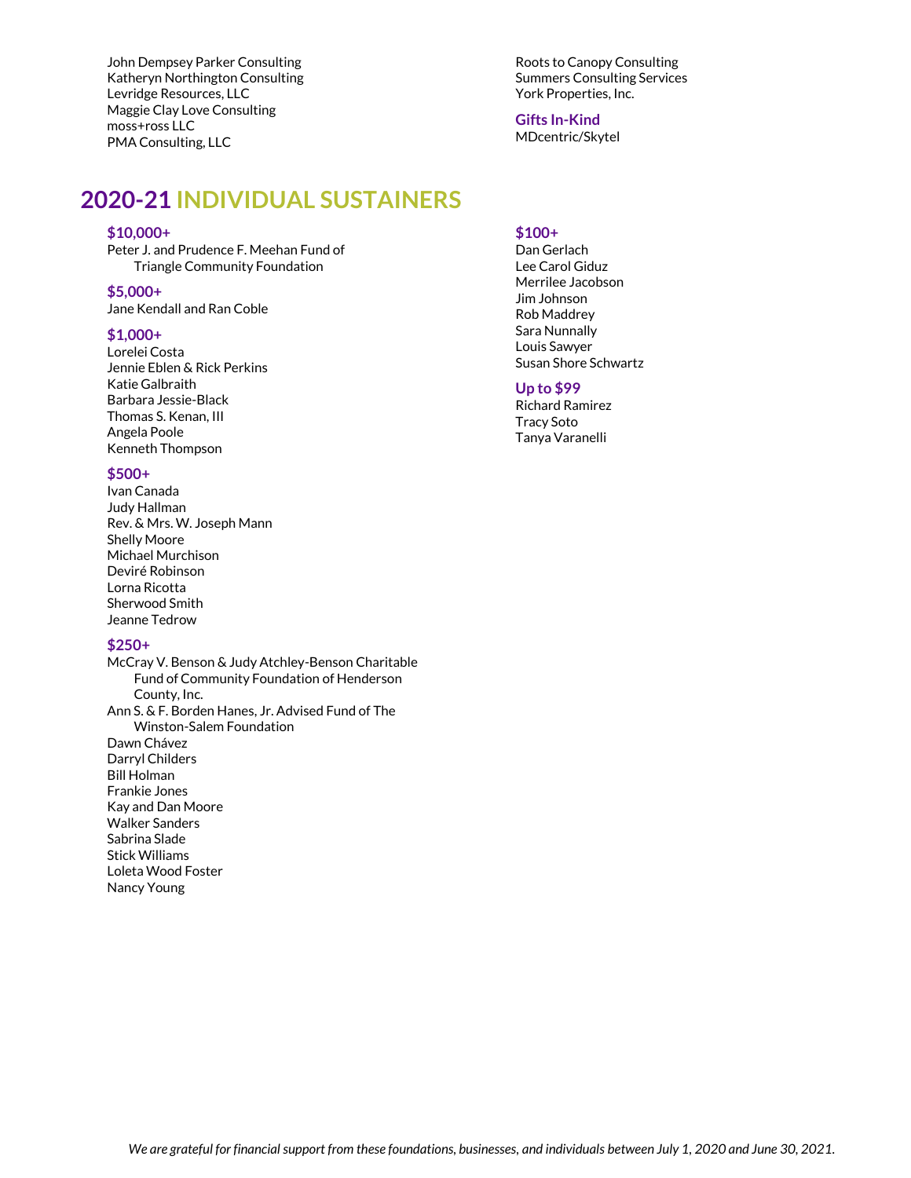John Dempsey Parker Consulting
Katheryn Northington Consulting
Levridge Resources, LLC
Maggie Clay Love Consulting
moss+ross LLC
PMA Consulting, LLC
Roots to Canopy Consulting
Summers Consulting Services
York Properties, Inc.

**Gifts In-Kind**

MDcentric/Skytel

## 2020-21 INDIVIDUAL SUSTAINERS

**$10,000+**

Peter J. and Prudence F. Meehan Fund of Triangle Community Foundation

**$5,000+**

Jane Kendall and Ran Coble

**$1,000+**

Lorelei Costa
Jennie Eblen & Rick Perkins
Katie Galbraith
Barbara Jessie-Black
Thomas S. Kenan, III
Angela Poole
Kenneth Thompson

**$500+**

Ivan Canada
Judy Hallman
Rev. & Mrs. W. Joseph Mann
Shelly Moore
Michael Murchison
Deviré Robinson
Lorna Ricotta
Sherwood Smith
Jeanne Tedrow

**$250+**

McCray V. Benson & Judy Atchley-Benson Charitable Fund of Community Foundation of Henderson County, Inc.
Ann S. & F. Borden Hanes, Jr. Advised Fund of The Winston-Salem Foundation
Dawn Chávez
Darryl Childers
Bill Holman
Frankie Jones
Kay and Dan Moore
Walker Sanders
Sabrina Slade
Stick Williams
Loleta Wood Foster
Nancy Young

**$100+**

Dan Gerlach
Lee Carol Giduz
Merrilee Jacobson
Jim Johnson
Rob Maddrey
Sara Nunnally
Louis Sawyer
Susan Shore Schwartz

**Up to $99**

Richard Ramirez
Tracy Soto
Tanya Varanelli

*We are grateful for financial support from these foundations, businesses, and individuals between July 1, 2020 and June 30, 2021.*